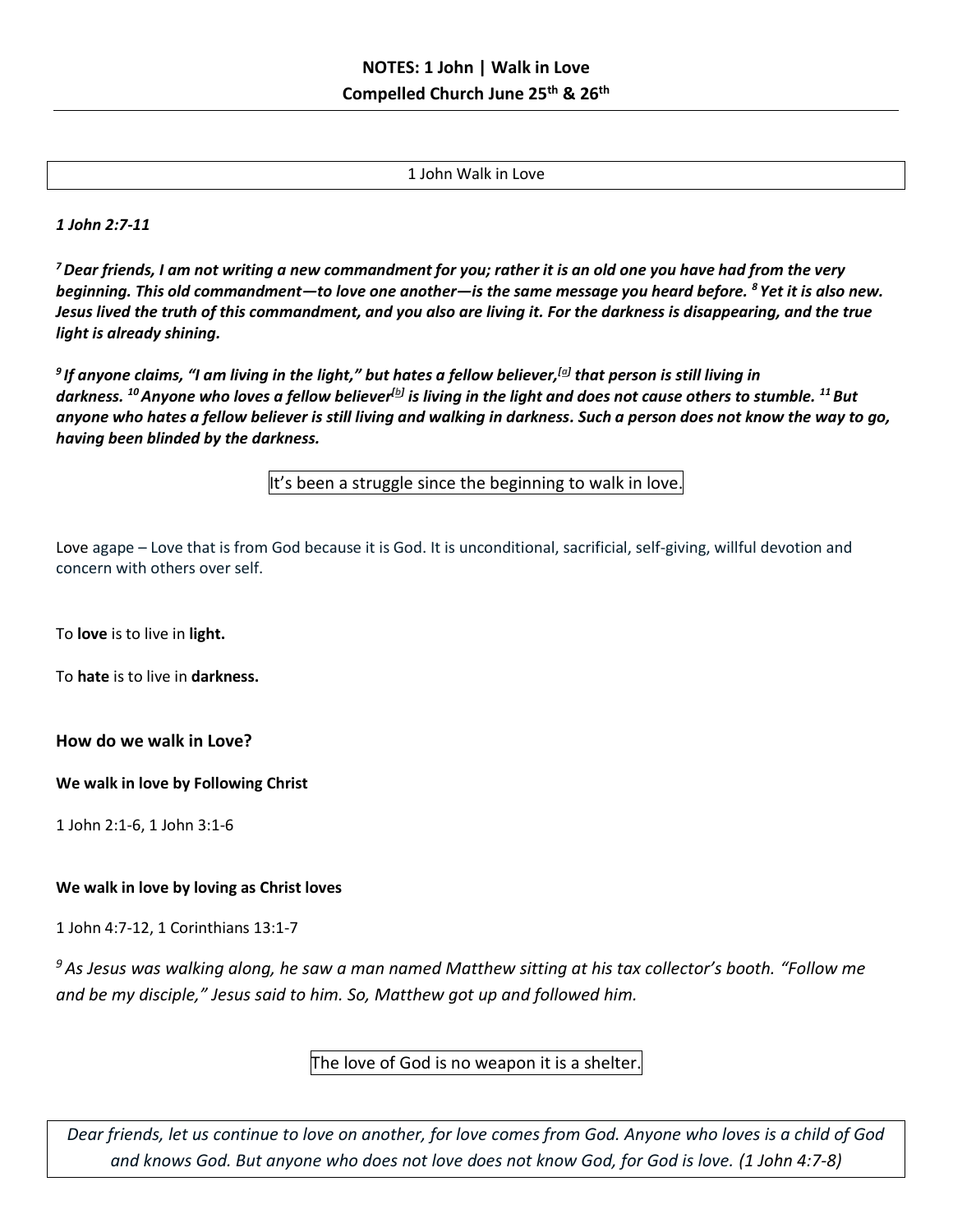**NOTES: 1 John | Walk in Love**

**Compelled Church June 25th & 26th**

1 John Walk in Love

***1 John 2:7-11***

***[7] Dear friends, I am not writing a new commandment for you; rather it is an old one you have had from the very beginning. This old commandment—to love one another—is the same message you heard before. [8] Yet it is also new. Jesus lived the truth of this commandment, and you also are living it. For the darkness is disappearing, and the true light is already shining.***

***[9] If anyone claims, "I am living in the light," but hates a fellow believer,[a] that person is still living in darkness. [10] Anyone who loves a fellow believer[b] is living in the light and does not cause others to stumble. [11] But anyone who hates a fellow believer is still living and walking in darkness. Such a person does not know the way to go, having been blinded by the darkness.***

It's been a struggle since the beginning to walk in love.

Love agape – Love that is from God because it is God. It is unconditional, sacrificial, self-giving, willful devotion and concern with others over self.

To **love** is to live in **light.**

To **hate** is to live in **darkness.**

### How do we walk in Love?

**We walk in love by Following Christ**

1 John 2:1-6, 1 John 3:1-6

**We walk in love by loving as Christ loves**

1 John 4:7-12, 1 Corinthians 13:1-7

*[9] As Jesus was walking along, he saw a man named Matthew sitting at his tax collector's booth. "Follow me and be my disciple," Jesus said to him. So, Matthew got up and followed him.*

The love of God is no weapon it is a shelter.

*Dear friends, let us continue to love on another, for love comes from God. Anyone who loves is a child of God and knows God. But anyone who does not love does not know God, for God is love. (1 John 4:7-8)*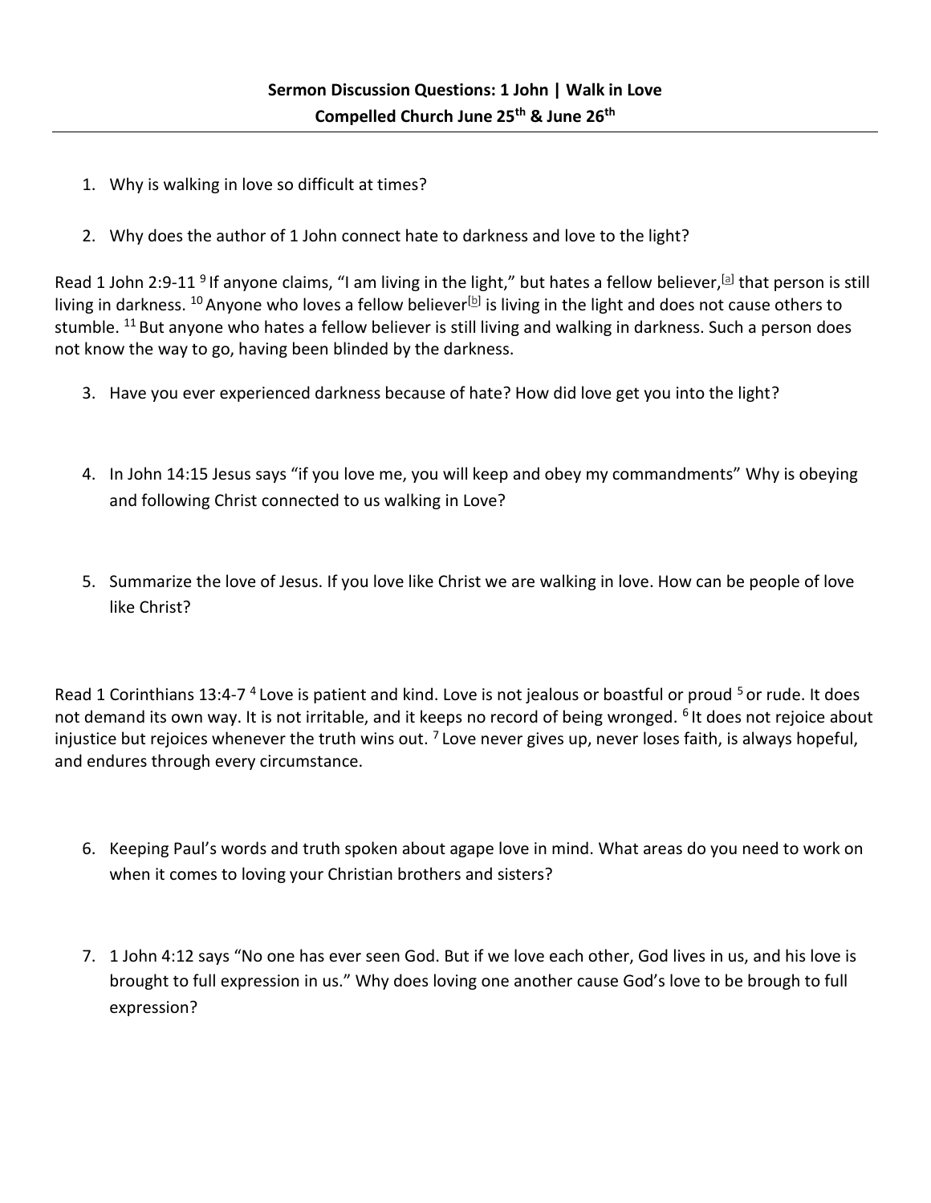**Sermon Discussion Questions: 1 John | Walk in Love**
**Compelled Church June 25th & June 26th**

---

1. Why is walking in love so difficult at times?

2. Why does the author of 1 John connect hate to darkness and love to the light?

Read 1 John 2:9-11 [9] If anyone claims, "I am living in the light," but hates a fellow believer,[a] that person is still living in darkness. [10] Anyone who loves a fellow believer[b] is living in the light and does not cause others to stumble. [11] But anyone who hates a fellow believer is still living and walking in darkness. Such a person does not know the way to go, having been blinded by the darkness.

3. Have you ever experienced darkness because of hate? How did love get you into the light?

4. In John 14:15 Jesus says "if you love me, you will keep and obey my commandments" Why is obeying and following Christ connected to us walking in Love?

5. Summarize the love of Jesus. If you love like Christ we are walking in love. How can be people of love like Christ?

Read 1 Corinthians 13:4-7 [4] Love is patient and kind. Love is not jealous or boastful or proud [5] or rude. It does not demand its own way. It is not irritable, and it keeps no record of being wronged. [6] It does not rejoice about injustice but rejoices whenever the truth wins out. [7] Love never gives up, never loses faith, is always hopeful, and endures through every circumstance.

6. Keeping Paul's words and truth spoken about agape love in mind. What areas do you need to work on when it comes to loving your Christian brothers and sisters?

7. 1 John 4:12 says "No one has ever seen God. But if we love each other, God lives in us, and his love is brought to full expression in us." Why does loving one another cause God's love to be brough to full expression?